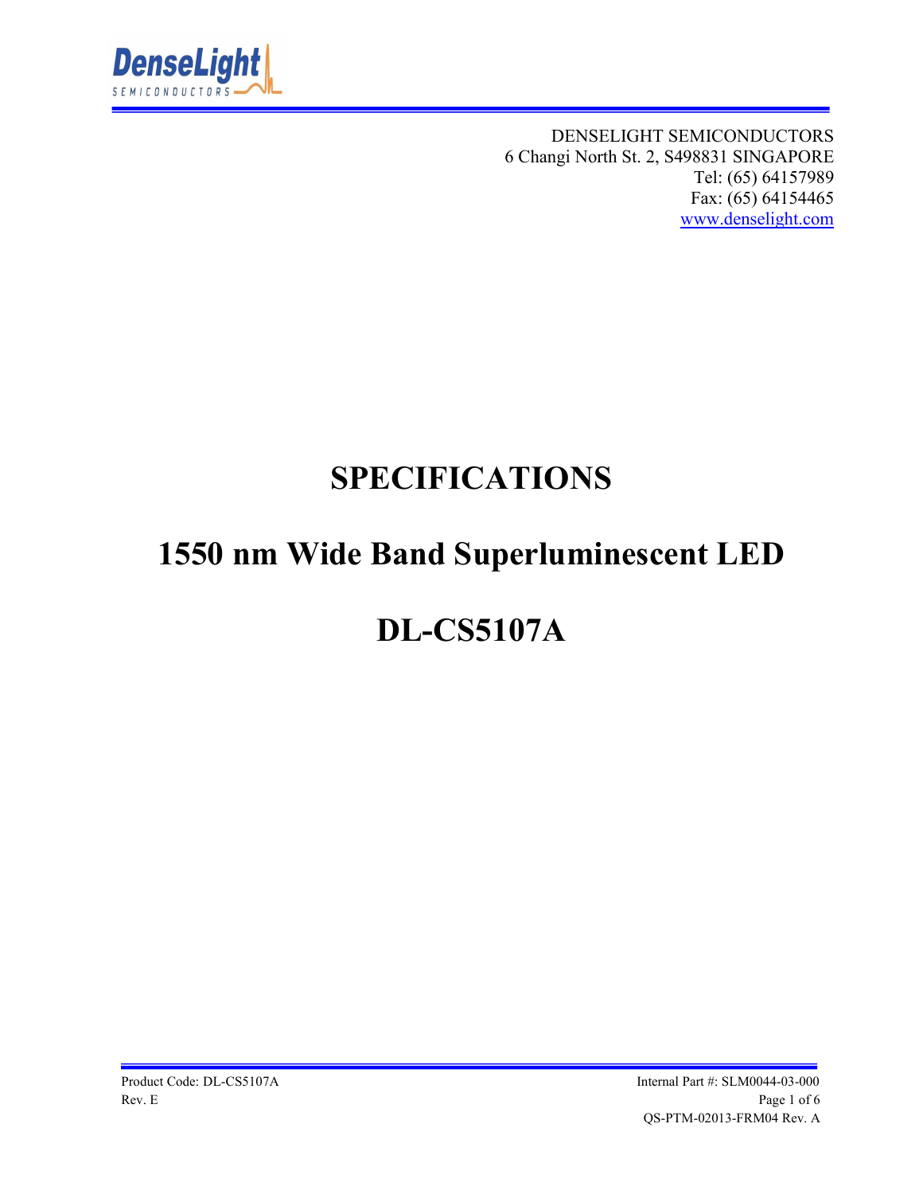DENSELIGHT SEMICONDUCTORS
6 Changi North St. 2, S498831 SINGAPORE
Tel: (65) 64157989
Fax: (65) 64154465
www.denselight.com

# SPECIFICATIONS

# 1550 nm Wide Band Superluminescent LED

# DL-CS5107A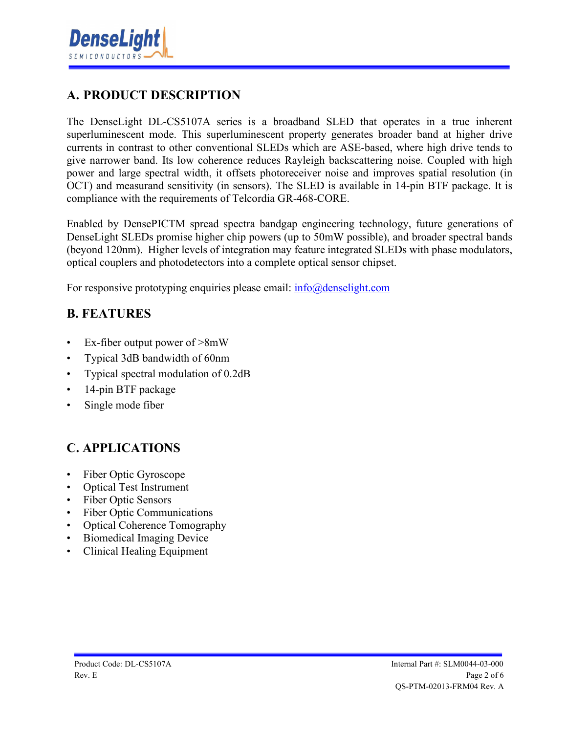## A. PRODUCT DESCRIPTION

The DenseLight DL-CS5107A series is a broadband SLED that operates in a true inherent superluminescent mode. This superluminescent property generates broader band at higher drive currents in contrast to other conventional SLEDs which are ASE-based, where high drive tends to give narrower band. Its low coherence reduces Rayleigh backscattering noise. Coupled with high power and large spectral width, it offsets photoreceiver noise and improves spatial resolution (in OCT) and measurand sensitivity (in sensors). The SLED is available in 14-pin BTF package. It is compliance with the requirements of Telcordia GR-468-CORE.

Enabled by DensePICTM spread spectra bandgap engineering technology, future generations of DenseLight SLEDs promise higher chip powers (up to 50mW possible), and broader spectral bands (beyond 120nm). Higher levels of integration may feature integrated SLEDs with phase modulators, optical couplers and photodetectors into a complete optical sensor chipset.

For responsive prototyping enquiries please email: info@denselight.com

## B. FEATURES

- Ex-fiber output power of >8mW
- Typical 3dB bandwidth of 60nm
- Typical spectral modulation of 0.2dB
- 14-pin BTF package
- Single mode fiber

## C. APPLICATIONS

- Fiber Optic Gyroscope
- Optical Test Instrument
- Fiber Optic Sensors
- Fiber Optic Communications
- Optical Coherence Tomography
- Biomedical Imaging Device
- Clinical Healing Equipment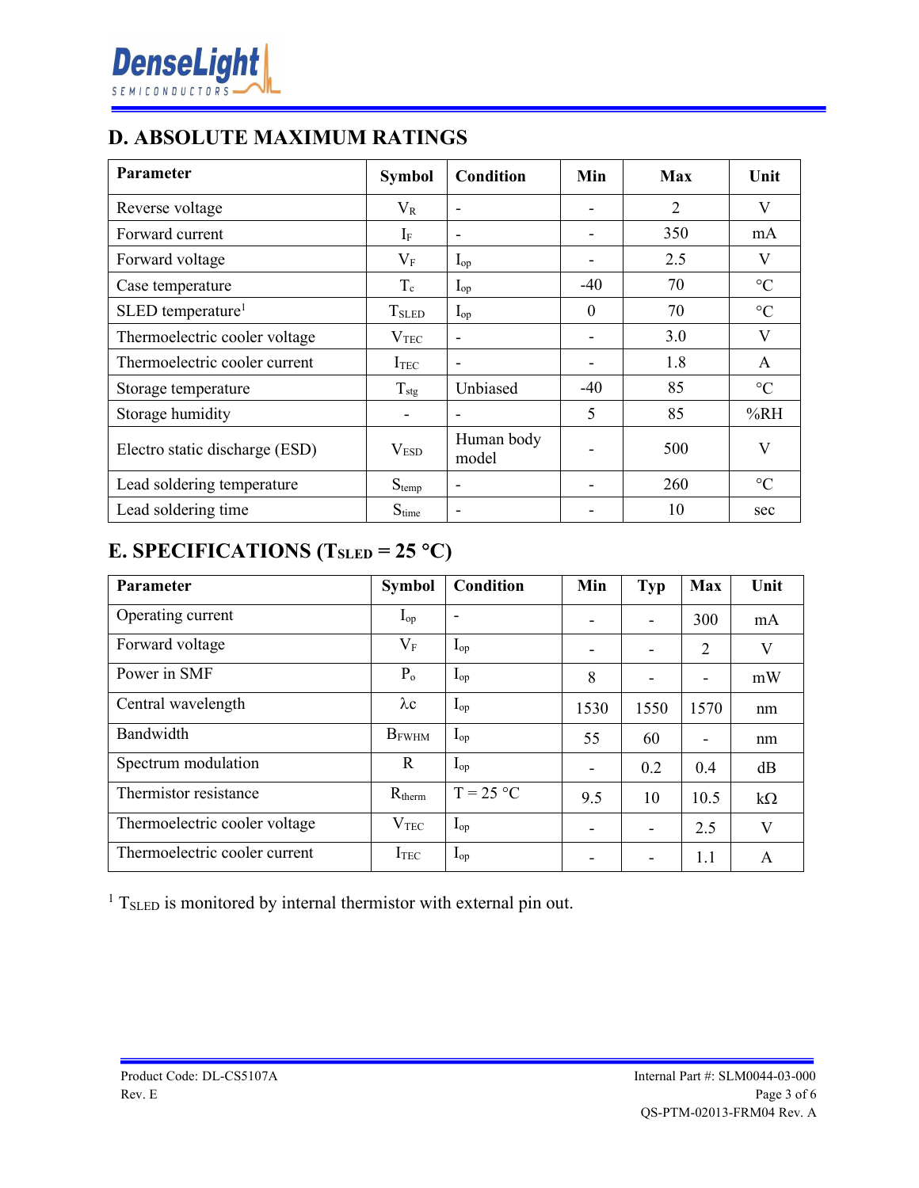## D. ABSOLUTE MAXIMUM RATINGS

| Parameter | Symbol | Condition | Min | Max | Unit |
|---|---|---|---|---|---|
| Reverse voltage | $V_R$ | - | - | 2 | V |
| Forward current | $I_F$ | - | - | 350 | mA |
| Forward voltage | $V_F$ | $I_{op}$ | - | 2.5 | V |
| Case temperature | $T_c$ | $I_{op}$ | -40 | 70 | °C |
| SLED temperature[1] | $T_{SLED}$ | $I_{op}$ | 0 | 70 | °C |
| Thermoelectric cooler voltage | $V_{TEC}$ | - | - | 3.0 | V |
| Thermoelectric cooler current | $I_{TEC}$ | - | - | 1.8 | A |
| Storage temperature | $T_{stg}$ | Unbiased | -40 | 85 | °C |
| Storage humidity | - | - | 5 | 85 | %RH |
| Electro static discharge (ESD) | $V_{ESD}$ | Human body model | - | 500 | V |
| Lead soldering temperature | $S_{temp}$ | - | - | 260 | °C |
| Lead soldering time | $S_{time}$ | - | - | 10 | sec |

## E. SPECIFICATIONS ($T_{SLED}$ = 25 °C)

| Parameter | Symbol | Condition | Min | Typ | Max | Unit |
|---|---|---|---|---|---|---|
| Operating current | $I_{op}$ | - | - | - | 300 | mA |
| Forward voltage | $V_F$ | $I_{op}$ | - | - | 2 | V |
| Power in SMF | $P_o$ | $I_{op}$ | 8 | - | - | mW |
| Central wavelength | $\lambda c$ | $I_{op}$ | 1530 | 1550 | 1570 | nm |
| Bandwidth | $B_{FWHM}$ | $I_{op}$ | 55 | 60 | - | nm |
| Spectrum modulation | R | $I_{op}$ | - | 0.2 | 0.4 | dB |
| Thermistor resistance | $R_{therm}$ | T = 25 °C | 9.5 | 10 | 10.5 | kΩ |
| Thermoelectric cooler voltage | $V_{TEC}$ | $I_{op}$ | - | - | 2.5 | V |
| Thermoelectric cooler current | $I_{TEC}$ | $I_{op}$ | - | - | 1.1 | A |

[1] $T_{SLED}$ is monitored by internal thermistor with external pin out.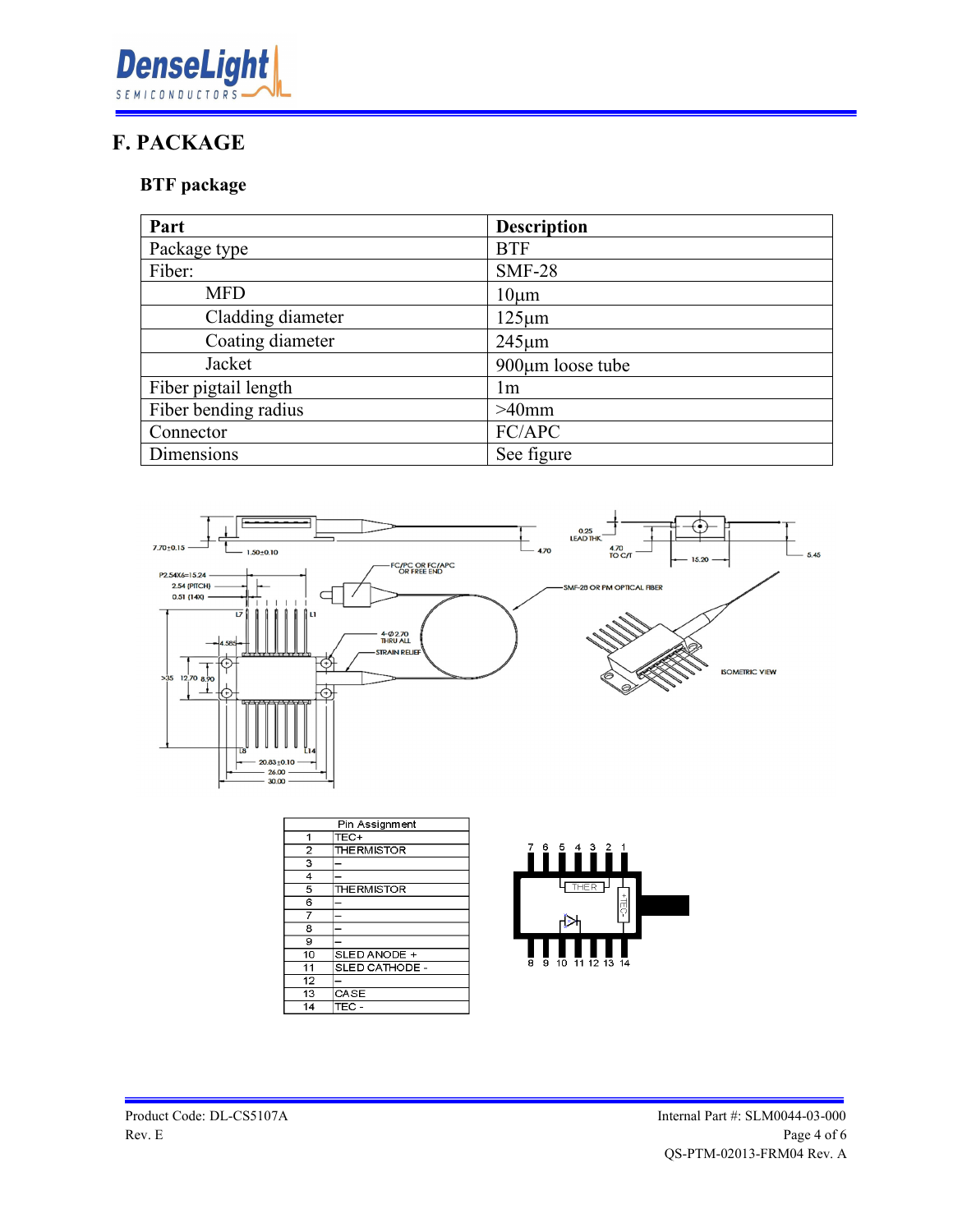# F. PACKAGE

### BTF package

| Part | Description |
|---|---|
| Package type | BTF |
| Fiber: | SMF-28 |
| MFD | 10µm |
| Cladding diameter | 125µm |
| Coating diameter | 245µm |
| Jacket | 900µm loose tube |
| Fiber pigtail length | 1m |
| Fiber bending radius | >40mm |
| Connector | FC/APC |
| Dimensions | See figure |

| Pin Assignment | |
|---|---|
| 1 | TEC+ |
| 2 | THERMISTOR |
| 3 | – |
| 4 | – |
| 5 | THERMISTOR |
| 6 | – |
| 7 | – |
| 8 | – |
| 9 | – |
| 10 | SLED ANODE + |
| 11 | SLED CATHODE - |
| 12 | – |
| 13 | CASE |
| 14 | TEC - |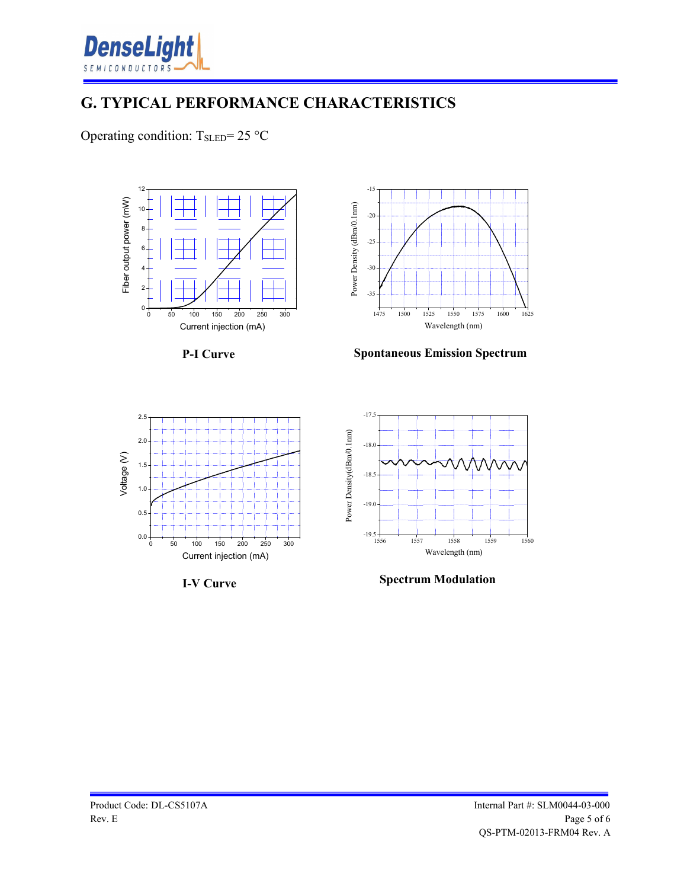## G. TYPICAL PERFORMANCE CHARACTERISTICS

Operating condition: $T_{SLED}$= 25 °C

**P-I Curve**

**Spontaneous Emission Spectrum**

**I-V Curve**

**Spectrum Modulation**

Product Code: DL-CS5107A
Rev. E

Internal Part #: SLM0044-03-000
QS-PTM-02013-FRM04 Rev. A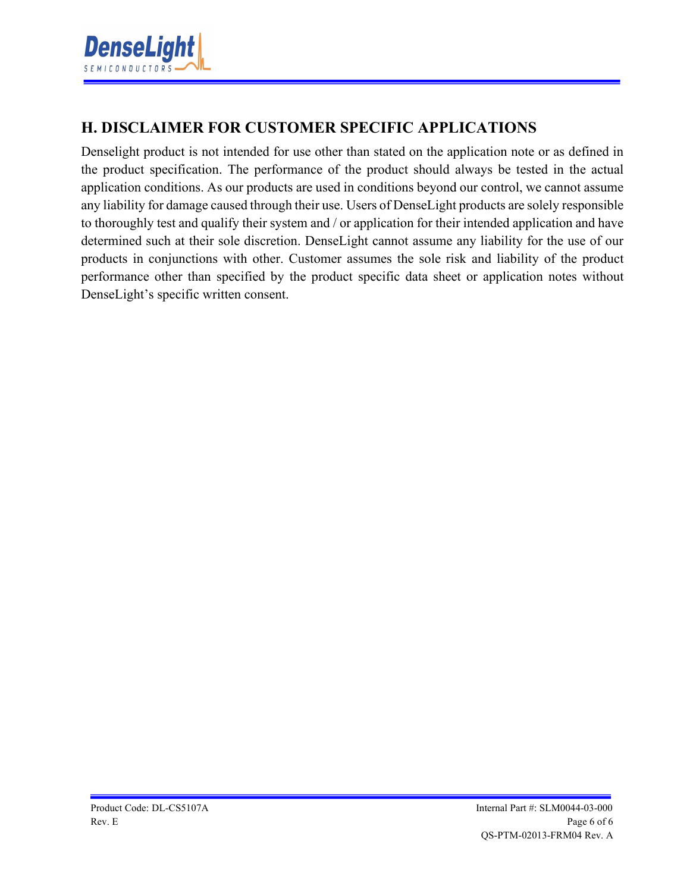## H. DISCLAIMER FOR CUSTOMER SPECIFIC APPLICATIONS

Denselight product is not intended for use other than stated on the application note or as defined in the product specification. The performance of the product should always be tested in the actual application conditions. As our products are used in conditions beyond our control, we cannot assume any liability for damage caused through their use. Users of DenseLight products are solely responsible to thoroughly test and qualify their system and / or application for their intended application and have determined such at their sole discretion. DenseLight cannot assume any liability for the use of our products in conjunctions with other. Customer assumes the sole risk and liability of the product performance other than specified by the product specific data sheet or application notes without DenseLight's specific written consent.